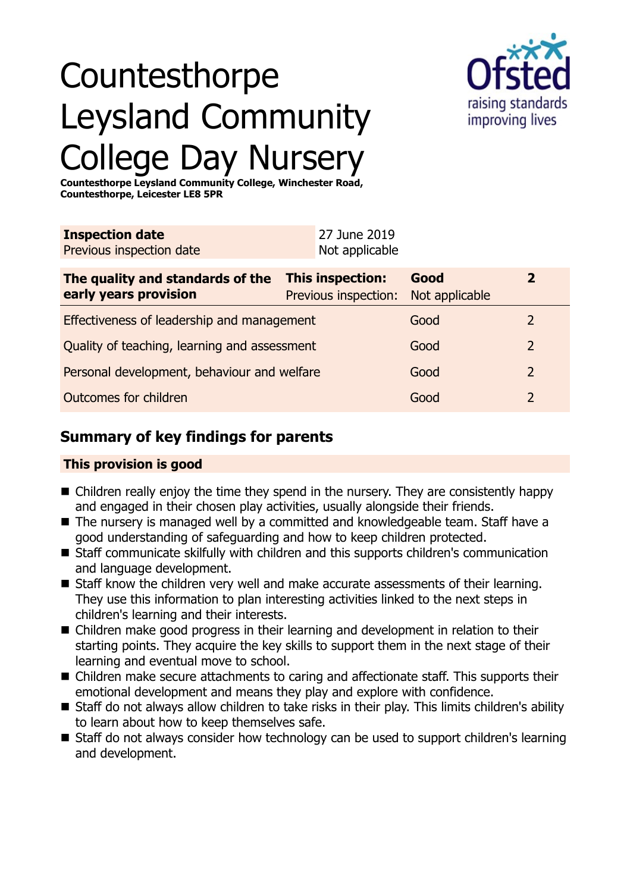# Countesthorpe Leysland Community College Day Nursery

**Countesthorpe Leysland Community College, Winchester Road, Countesthorpe, Leicester LE8 5PR**

| **Inspection date** | 27 June 2019 |
|---|---|
| Previous inspection date | Not applicable |

| **The quality and standards of the early years provision** | **This inspection:** | **Good** | **2** |
|---|---|---|---|
| | Previous inspection: | Not applicable | |
| Effectiveness of leadership and management | | Good | 2 |
| Quality of teaching, learning and assessment | | Good | 2 |
| Personal development, behaviour and welfare | | Good | 2 |
| Outcomes for children | | Good | 2 |

## Summary of key findings for parents

**This provision is good**

- Children really enjoy the time they spend in the nursery. They are consistently happy and engaged in their chosen play activities, usually alongside their friends.
- The nursery is managed well by a committed and knowledgeable team. Staff have a good understanding of safeguarding and how to keep children protected.
- Staff communicate skilfully with children and this supports children's communication and language development.
- Staff know the children very well and make accurate assessments of their learning. They use this information to plan interesting activities linked to the next steps in children's learning and their interests.
- Children make good progress in their learning and development in relation to their starting points. They acquire the key skills to support them in the next stage of their learning and eventual move to school.
- Children make secure attachments to caring and affectionate staff. This supports their emotional development and means they play and explore with confidence.
- Staff do not always allow children to take risks in their play. This limits children's ability to learn about how to keep themselves safe.
- Staff do not always consider how technology can be used to support children's learning and development.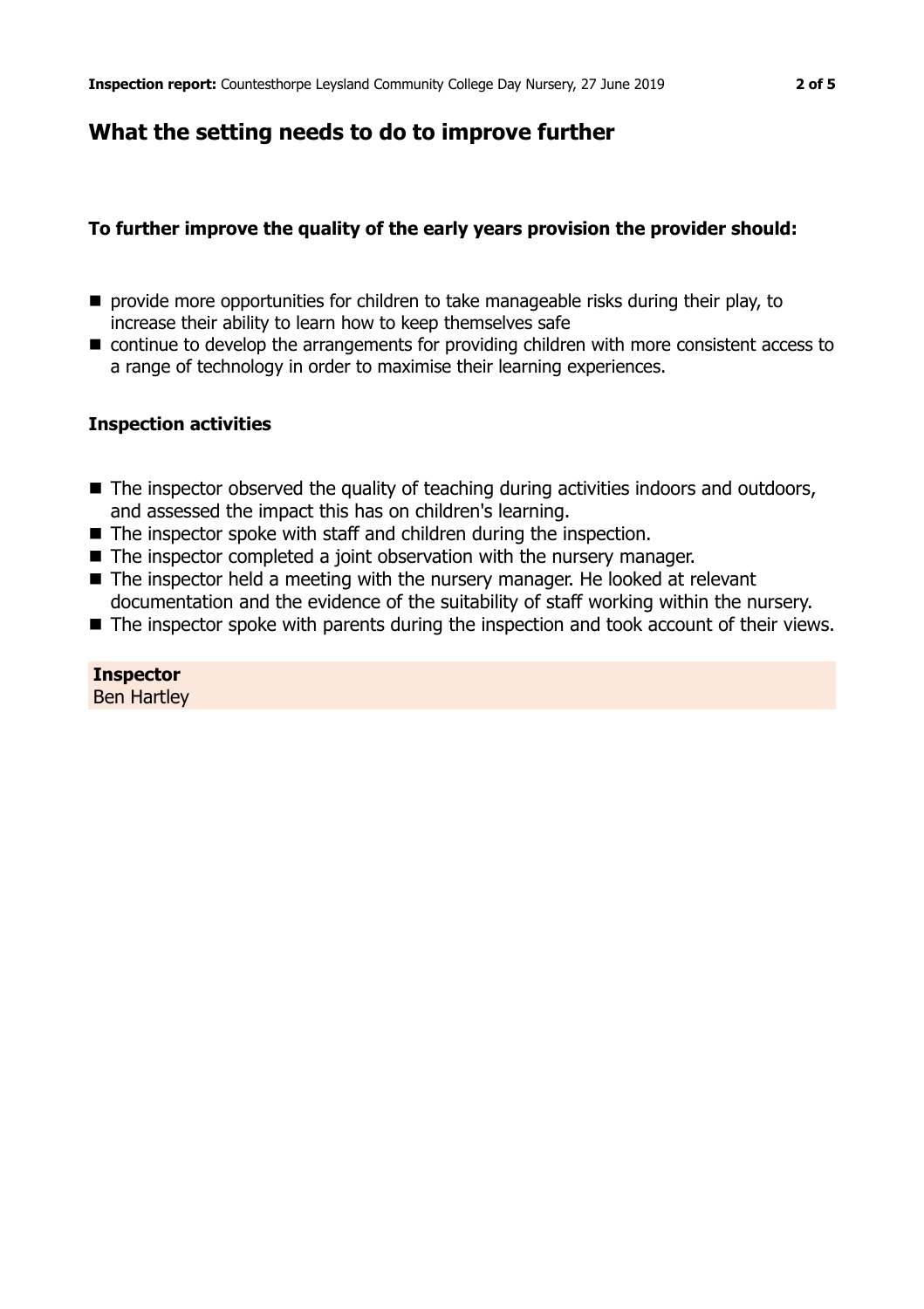## What the setting needs to do to improve further

**To further improve the quality of the early years provision the provider should:**

- provide more opportunities for children to take manageable risks during their play, to increase their ability to learn how to keep themselves safe
- continue to develop the arrangements for providing children with more consistent access to a range of technology in order to maximise their learning experiences.

**Inspection activities**

- The inspector observed the quality of teaching during activities indoors and outdoors, and assessed the impact this has on children's learning.
- The inspector spoke with staff and children during the inspection.
- The inspector completed a joint observation with the nursery manager.
- The inspector held a meeting with the nursery manager. He looked at relevant documentation and the evidence of the suitability of staff working within the nursery.
- The inspector spoke with parents during the inspection and took account of their views.

**Inspector**
Ben Hartley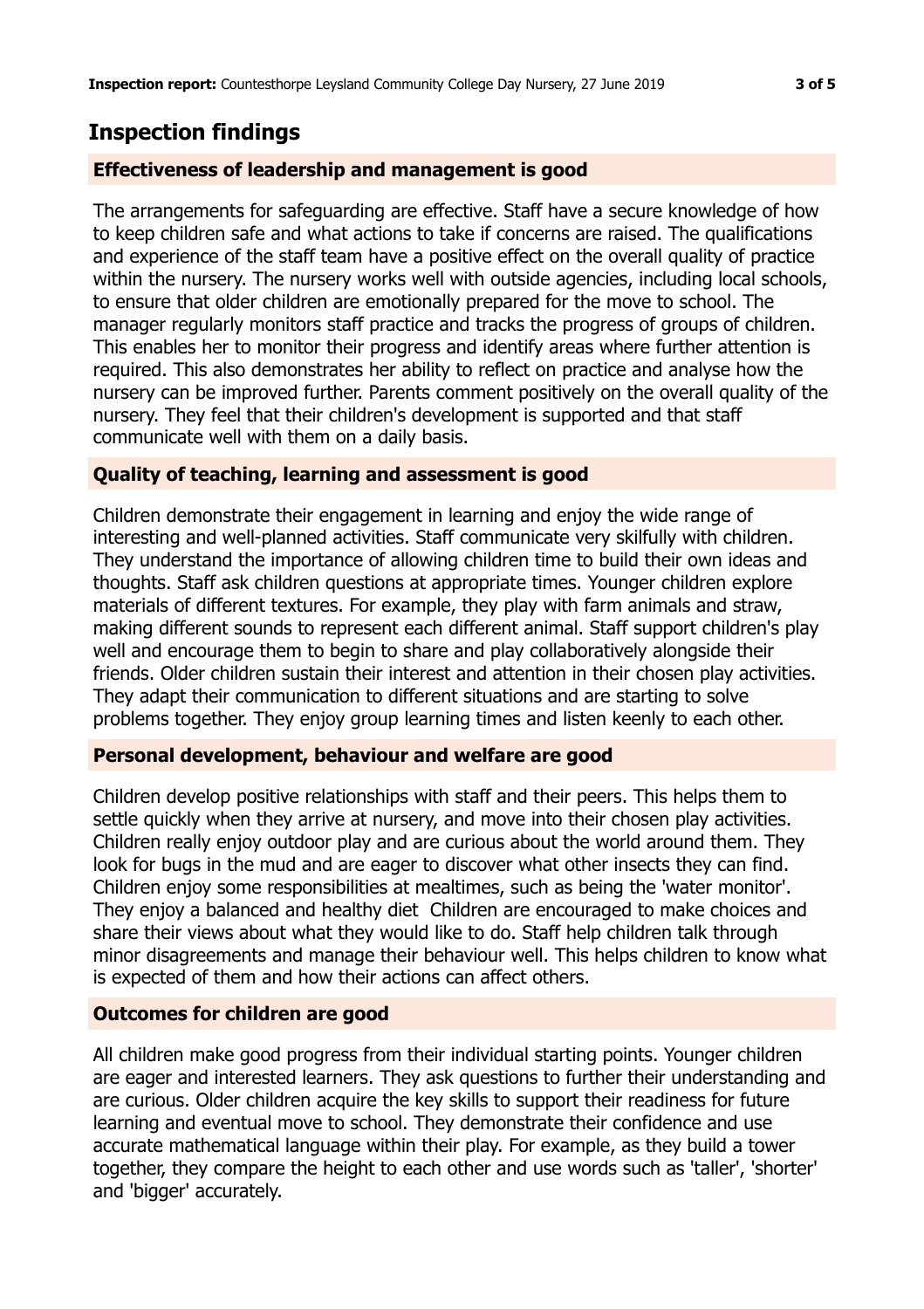## Inspection findings

### Effectiveness of leadership and management is good

The arrangements for safeguarding are effective. Staff have a secure knowledge of how to keep children safe and what actions to take if concerns are raised. The qualifications and experience of the staff team have a positive effect on the overall quality of practice within the nursery. The nursery works well with outside agencies, including local schools, to ensure that older children are emotionally prepared for the move to school. The manager regularly monitors staff practice and tracks the progress of groups of children. This enables her to monitor their progress and identify areas where further attention is required. This also demonstrates her ability to reflect on practice and analyse how the nursery can be improved further. Parents comment positively on the overall quality of the nursery. They feel that their children's development is supported and that staff communicate well with them on a daily basis.

### Quality of teaching, learning and assessment is good

Children demonstrate their engagement in learning and enjoy the wide range of interesting and well-planned activities. Staff communicate very skilfully with children. They understand the importance of allowing children time to build their own ideas and thoughts. Staff ask children questions at appropriate times. Younger children explore materials of different textures. For example, they play with farm animals and straw, making different sounds to represent each different animal. Staff support children's play well and encourage them to begin to share and play collaboratively alongside their friends. Older children sustain their interest and attention in their chosen play activities. They adapt their communication to different situations and are starting to solve problems together. They enjoy group learning times and listen keenly to each other.

### Personal development, behaviour and welfare are good

Children develop positive relationships with staff and their peers. This helps them to settle quickly when they arrive at nursery, and move into their chosen play activities. Children really enjoy outdoor play and are curious about the world around them. They look for bugs in the mud and are eager to discover what other insects they can find. Children enjoy some responsibilities at mealtimes, such as being the 'water monitor'. They enjoy a balanced and healthy diet  Children are encouraged to make choices and share their views about what they would like to do. Staff help children talk through minor disagreements and manage their behaviour well. This helps children to know what is expected of them and how their actions can affect others.

### Outcomes for children are good

All children make good progress from their individual starting points. Younger children are eager and interested learners. They ask questions to further their understanding and are curious. Older children acquire the key skills to support their readiness for future learning and eventual move to school. They demonstrate their confidence and use accurate mathematical language within their play. For example, as they build a tower together, they compare the height to each other and use words such as 'taller', 'shorter' and 'bigger' accurately.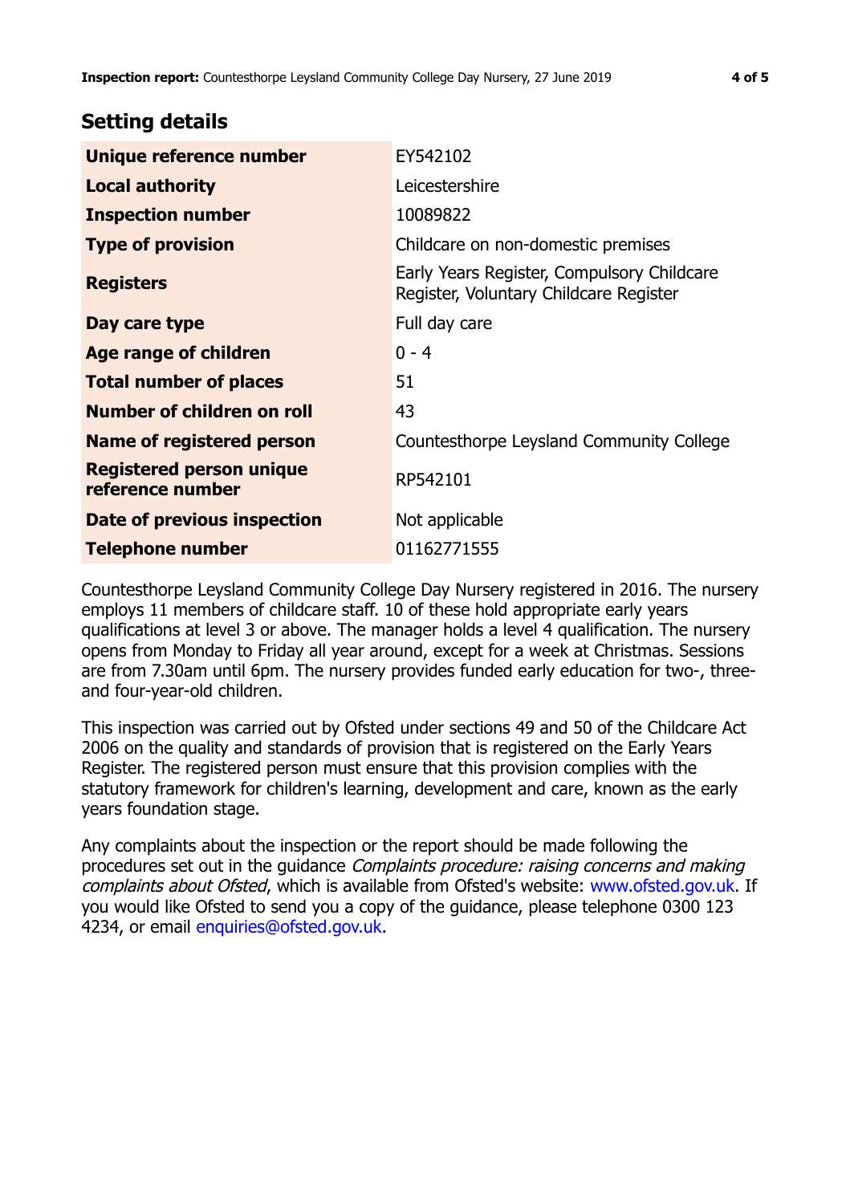## Setting details

| | |
|---|---|
| **Unique reference number** | EY542102 |
| **Local authority** | Leicestershire |
| **Inspection number** | 10089822 |
| **Type of provision** | Childcare on non-domestic premises |
| **Registers** | Early Years Register, Compulsory Childcare Register, Voluntary Childcare Register |
| **Day care type** | Full day care |
| **Age range of children** | 0 - 4 |
| **Total number of places** | 51 |
| **Number of children on roll** | 43 |
| **Name of registered person** | Countesthorpe Leysland Community College |
| **Registered person unique reference number** | RP542101 |
| **Date of previous inspection** | Not applicable |
| **Telephone number** | 01162771555 |

Countesthorpe Leysland Community College Day Nursery registered in 2016. The nursery employs 11 members of childcare staff. 10 of these hold appropriate early years qualifications at level 3 or above. The manager holds a level 4 qualification. The nursery opens from Monday to Friday all year around, except for a week at Christmas. Sessions are from 7.30am until 6pm. The nursery provides funded early education for two-, three- and four-year-old children.

This inspection was carried out by Ofsted under sections 49 and 50 of the Childcare Act 2006 on the quality and standards of provision that is registered on the Early Years Register. The registered person must ensure that this provision complies with the statutory framework for children's learning, development and care, known as the early years foundation stage.

Any complaints about the inspection or the report should be made following the procedures set out in the guidance *Complaints procedure: raising concerns and making complaints about Ofsted*, which is available from Ofsted's website: www.ofsted.gov.uk. If you would like Ofsted to send you a copy of the guidance, please telephone 0300 123 4234, or email enquiries@ofsted.gov.uk.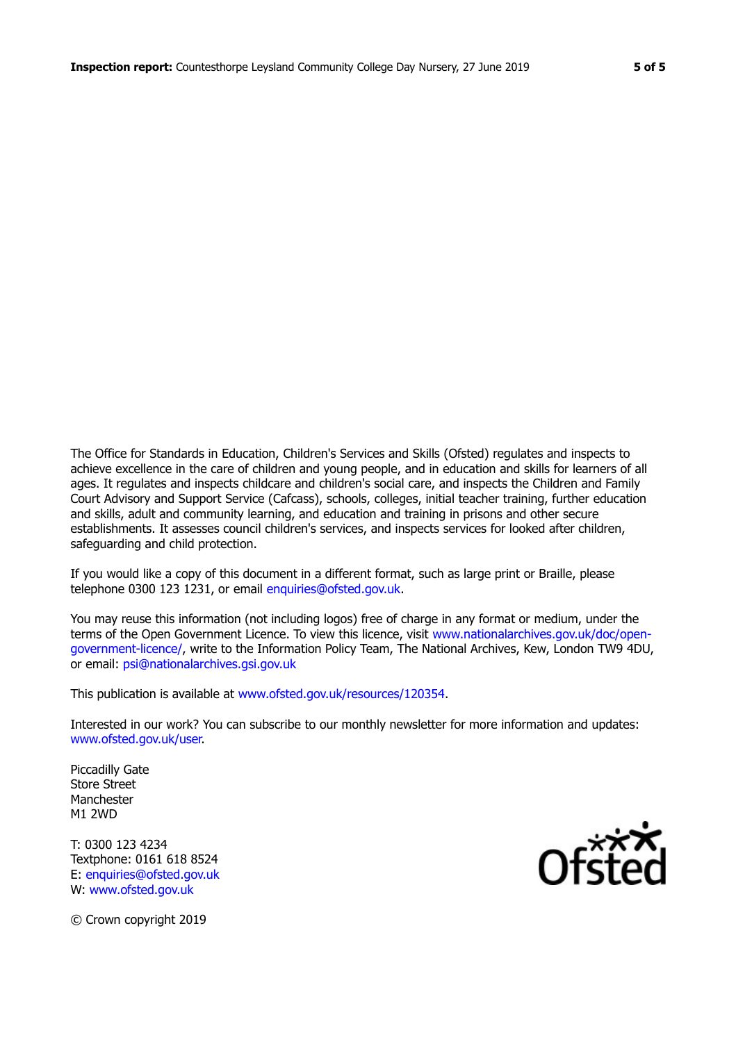The Office for Standards in Education, Children's Services and Skills (Ofsted) regulates and inspects to achieve excellence in the care of children and young people, and in education and skills for learners of all ages. It regulates and inspects childcare and children's social care, and inspects the Children and Family Court Advisory and Support Service (Cafcass), schools, colleges, initial teacher training, further education and skills, adult and community learning, and education and training in prisons and other secure establishments. It assesses council children's services, and inspects services for looked after children, safeguarding and child protection.

If you would like a copy of this document in a different format, such as large print or Braille, please telephone 0300 123 1231, or email enquiries@ofsted.gov.uk.

You may reuse this information (not including logos) free of charge in any format or medium, under the terms of the Open Government Licence. To view this licence, visit www.nationalarchives.gov.uk/doc/open-government-licence/, write to the Information Policy Team, The National Archives, Kew, London TW9 4DU, or email: psi@nationalarchives.gsi.gov.uk

This publication is available at www.ofsted.gov.uk/resources/120354.

Interested in our work? You can subscribe to our monthly newsletter for more information and updates: www.ofsted.gov.uk/user.

Piccadilly Gate
Store Street
Manchester
M1 2WD

T: 0300 123 4234
Textphone: 0161 618 8524
E: enquiries@ofsted.gov.uk
W: www.ofsted.gov.uk

© Crown copyright 2019